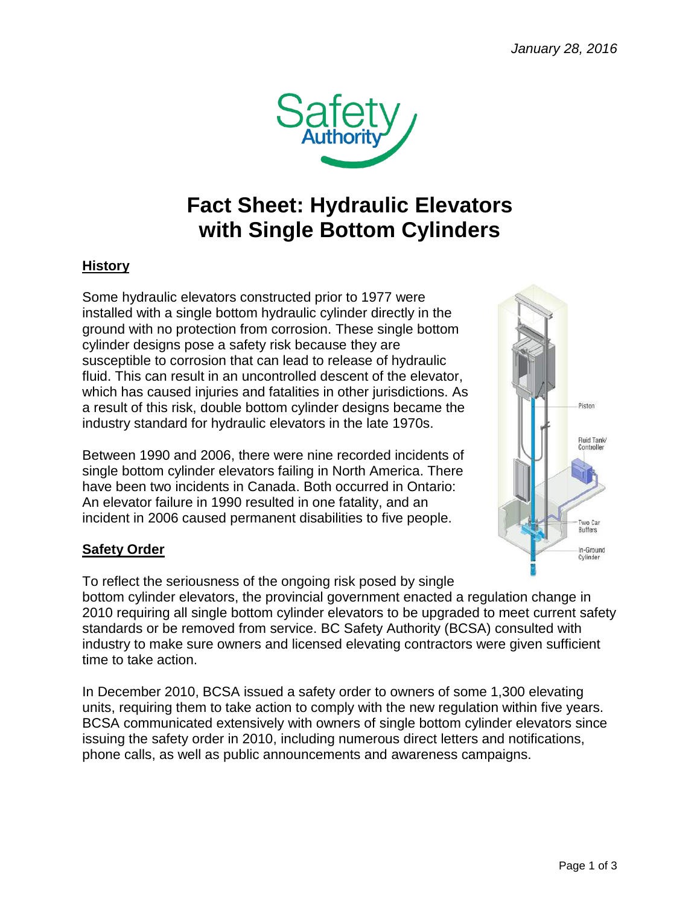*January 28, 2016*

Safety Authority

# Fact Sheet: Hydraulic Elevators with Single Bottom Cylinders

## History

Some hydraulic elevators constructed prior to 1977 were installed with a single bottom hydraulic cylinder directly in the ground with no protection from corrosion. These single bottom cylinder designs pose a safety risk because they are susceptible to corrosion that can lead to release of hydraulic fluid. This can result in an uncontrolled descent of the elevator, which has caused injuries and fatalities in other jurisdictions. As a result of this risk, double bottom cylinder designs became the industry standard for hydraulic elevators in the late 1970s.

Between 1990 and 2006, there were nine recorded incidents of single bottom cylinder elevators failing in North America. There have been two incidents in Canada. Both occurred in Ontario: An elevator failure in 1990 resulted in one fatality, and an incident in 2006 caused permanent disabilities to five people.

Piston

Fluid Tank/ Controller

Two Car Buffers

In-Ground Cylinder

## Safety Order

To reflect the seriousness of the ongoing risk posed by single bottom cylinder elevators, the provincial government enacted a regulation change in 2010 requiring all single bottom cylinder elevators to be upgraded to meet current safety standards or be removed from service. BC Safety Authority (BCSA) consulted with industry to make sure owners and licensed elevating contractors were given sufficient time to take action.

In December 2010, BCSA issued a safety order to owners of some 1,300 elevating units, requiring them to take action to comply with the new regulation within five years. BCSA communicated extensively with owners of single bottom cylinder elevators since issuing the safety order in 2010, including numerous direct letters and notifications, phone calls, as well as public announcements and awareness campaigns.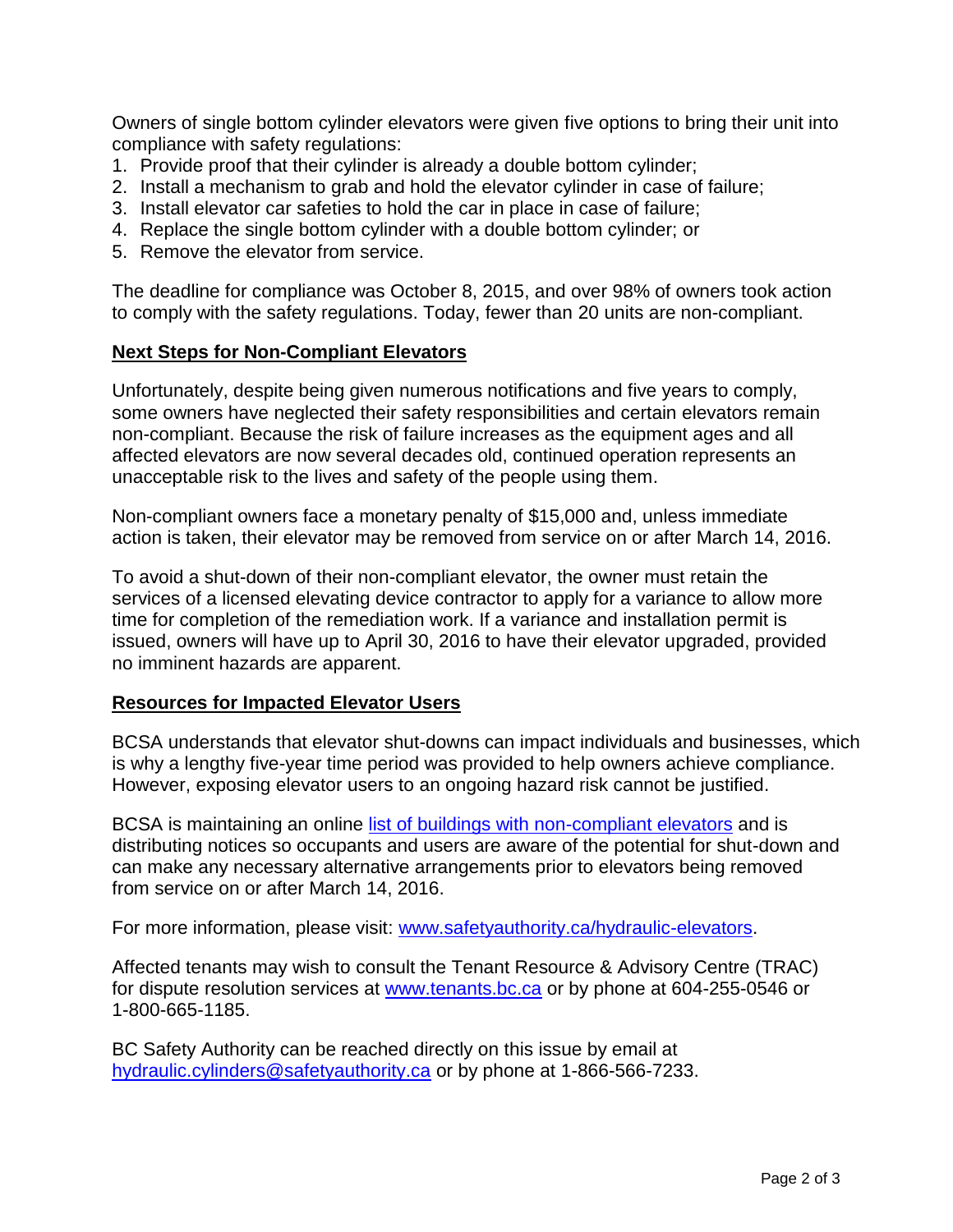Owners of single bottom cylinder elevators were given five options to bring their unit into compliance with safety regulations:

1. Provide proof that their cylinder is already a double bottom cylinder;
2. Install a mechanism to grab and hold the elevator cylinder in case of failure;
3. Install elevator car safeties to hold the car in place in case of failure;
4. Replace the single bottom cylinder with a double bottom cylinder; or
5. Remove the elevator from service.

The deadline for compliance was October 8, 2015, and over 98% of owners took action to comply with the safety regulations. Today, fewer than 20 units are non-compliant.

## Next Steps for Non-Compliant Elevators

Unfortunately, despite being given numerous notifications and five years to comply, some owners have neglected their safety responsibilities and certain elevators remain non-compliant. Because the risk of failure increases as the equipment ages and all affected elevators are now several decades old, continued operation represents an unacceptable risk to the lives and safety of the people using them.

Non-compliant owners face a monetary penalty of $15,000 and, unless immediate action is taken, their elevator may be removed from service on or after March 14, 2016.

To avoid a shut-down of their non-compliant elevator, the owner must retain the services of a licensed elevating device contractor to apply for a variance to allow more time for completion of the remediation work. If a variance and installation permit is issued, owners will have up to April 30, 2016 to have their elevator upgraded, provided no imminent hazards are apparent.

## Resources for Impacted Elevator Users

BCSA understands that elevator shut-downs can impact individuals and businesses, which is why a lengthy five-year time period was provided to help owners achieve compliance. However, exposing elevator users to an ongoing hazard risk cannot be justified.

BCSA is maintaining an online [list of buildings with non-compliant elevators] and is distributing notices so occupants and users are aware of the potential for shut-down and can make any necessary alternative arrangements prior to elevators being removed from service on or after March 14, 2016.

For more information, please visit: www.safetyauthority.ca/hydraulic-elevators.

Affected tenants may wish to consult the Tenant Resource & Advisory Centre (TRAC) for dispute resolution services at www.tenants.bc.ca or by phone at 604-255-0546 or 1-800-665-1185.

BC Safety Authority can be reached directly on this issue by email at hydraulic.cylinders@safetyauthority.ca or by phone at 1-866-566-7233.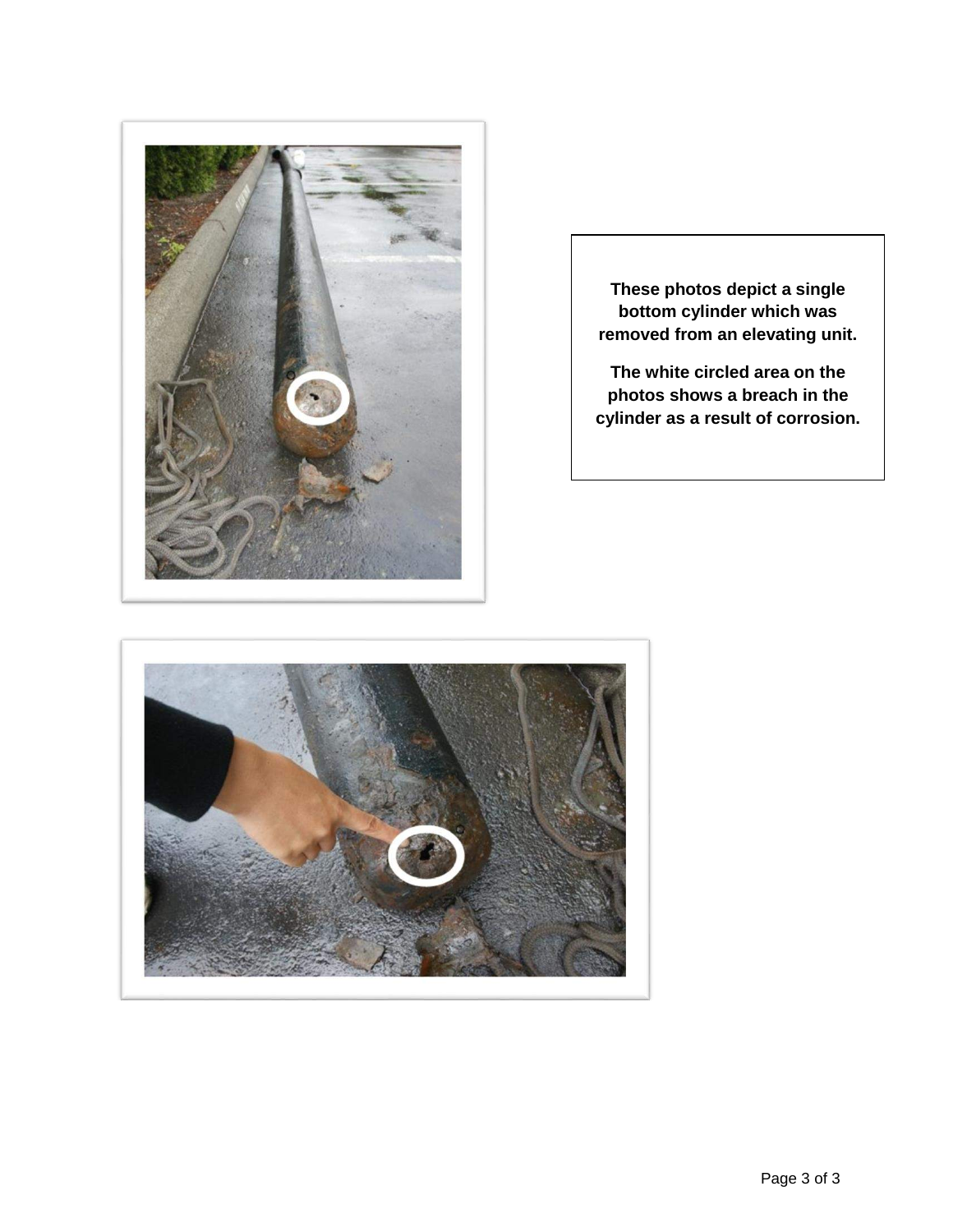**These photos depict a single bottom cylinder which was removed from an elevating unit.**

**The white circled area on the photos shows a breach in the cylinder as a result of corrosion.**